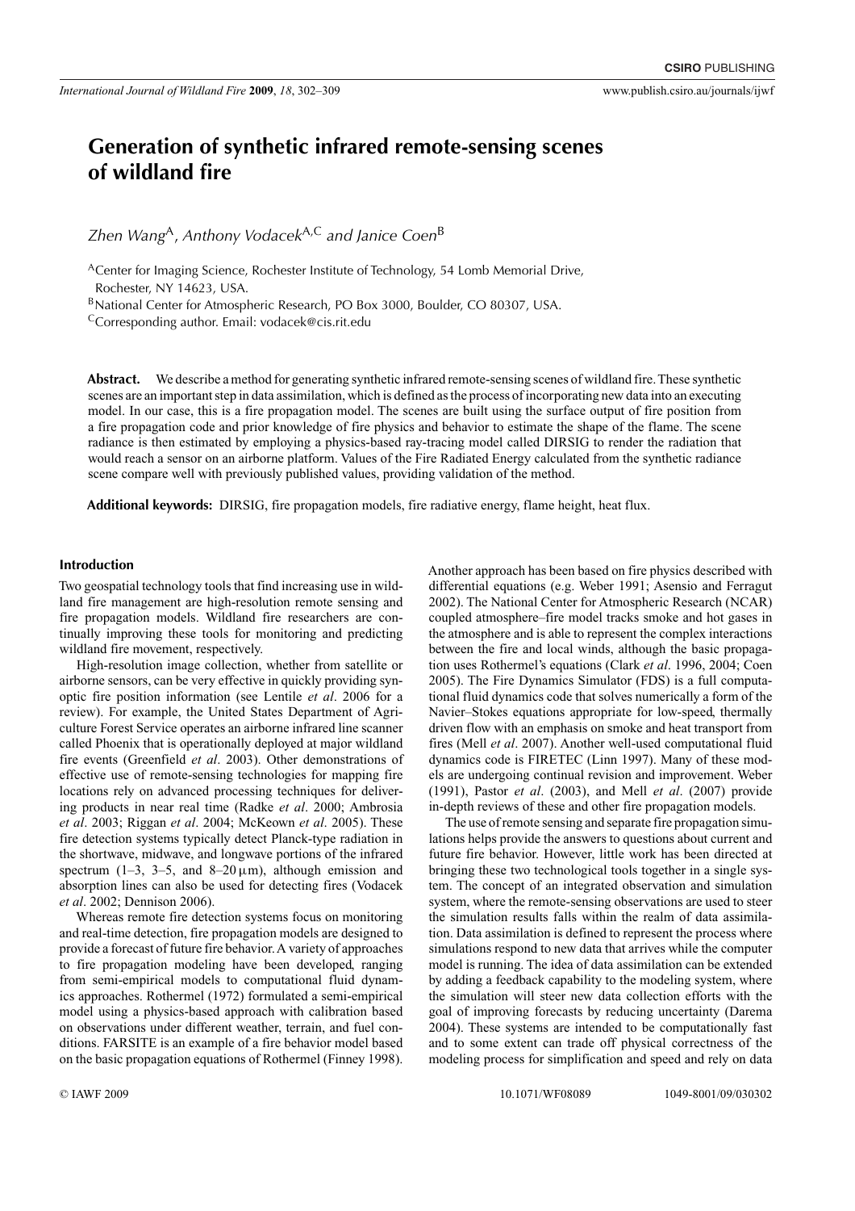# Generation of synthetic infrared remote-sensing scenes of wildland fire

*Zhen Wang*[A], *Anthony Vodacek*[A,C] *and Janice Coen*[B]

[A]Center for Imaging Science, Rochester Institute of Technology, 54 Lomb Memorial Drive, Rochester, NY 14623, USA.

[B]National Center for Atmospheric Research, PO Box 3000, Boulder, CO 80307, USA.

[C]Corresponding author. Email: vodacek@cis.rit.edu

**Abstract.** We describe a method for generating synthetic infrared remote-sensing scenes of wildland fire. These synthetic scenes are an important step in data assimilation, which is defined as the process of incorporating new data into an executing model. In our case, this is a fire propagation model. The scenes are built using the surface output of fire position from a fire propagation code and prior knowledge of fire physics and behavior to estimate the shape of the flame. The scene radiance is then estimated by employing a physics-based ray-tracing model called DIRSIG to render the radiation that would reach a sensor on an airborne platform. Values of the Fire Radiated Energy calculated from the synthetic radiance scene compare well with previously published values, providing validation of the method.

**Additional keywords:** DIRSIG, fire propagation models, fire radiative energy, flame height, heat flux.

## Introduction

Two geospatial technology tools that find increasing use in wildland fire management are high-resolution remote sensing and fire propagation models. Wildland fire researchers are continually improving these tools for monitoring and predicting wildland fire movement, respectively.

High-resolution image collection, whether from satellite or airborne sensors, can be very effective in quickly providing synoptic fire position information (see Lentile *et al*. 2006 for a review). For example, the United States Department of Agriculture Forest Service operates an airborne infrared line scanner called Phoenix that is operationally deployed at major wildland fire events (Greenfield *et al*. 2003). Other demonstrations of effective use of remote-sensing technologies for mapping fire locations rely on advanced processing techniques for delivering products in near real time (Radke *et al*. 2000; Ambrosia *et al*. 2003; Riggan *et al*. 2004; McKeown *et al*. 2005). These fire detection systems typically detect Planck-type radiation in the shortwave, midwave, and longwave portions of the infrared spectrum (1–3, 3–5, and 8–20 μm), although emission and absorption lines can also be used for detecting fires (Vodacek *et al*. 2002; Dennison 2006).

Whereas remote fire detection systems focus on monitoring and real-time detection, fire propagation models are designed to provide a forecast of future fire behavior. A variety of approaches to fire propagation modeling have been developed, ranging from semi-empirical models to computational fluid dynamics approaches. Rothermel (1972) formulated a semi-empirical model using a physics-based approach with calibration based on observations under different weather, terrain, and fuel conditions. FARSITE is an example of a fire behavior model based on the basic propagation equations of Rothermel (Finney 1998). Another approach has been based on fire physics described with differential equations (e.g. Weber 1991; Asensio and Ferragut 2002). The National Center for Atmospheric Research (NCAR) coupled atmosphere–fire model tracks smoke and hot gases in the atmosphere and is able to represent the complex interactions between the fire and local winds, although the basic propagation uses Rothermel's equations (Clark *et al*. 1996, 2004; Coen 2005). The Fire Dynamics Simulator (FDS) is a full computational fluid dynamics code that solves numerically a form of the Navier–Stokes equations appropriate for low-speed, thermally driven flow with an emphasis on smoke and heat transport from fires (Mell *et al*. 2007). Another well-used computational fluid dynamics code is FIRETEC (Linn 1997). Many of these models are undergoing continual revision and improvement. Weber (1991), Pastor *et al*. (2003), and Mell *et al*. (2007) provide in-depth reviews of these and other fire propagation models.

The use of remote sensing and separate fire propagation simulations helps provide the answers to questions about current and future fire behavior. However, little work has been directed at bringing these two technological tools together in a single system. The concept of an integrated observation and simulation system, where the remote-sensing observations are used to steer the simulation results falls within the realm of data assimilation. Data assimilation is defined to represent the process where simulations respond to new data that arrives while the computer model is running. The idea of data assimilation can be extended by adding a feedback capability to the modeling system, where the simulation will steer new data collection efforts with the goal of improving forecasts by reducing uncertainty (Darema 2004). These systems are intended to be computationally fast and to some extent can trade off physical correctness of the modeling process for simplification and speed and rely on data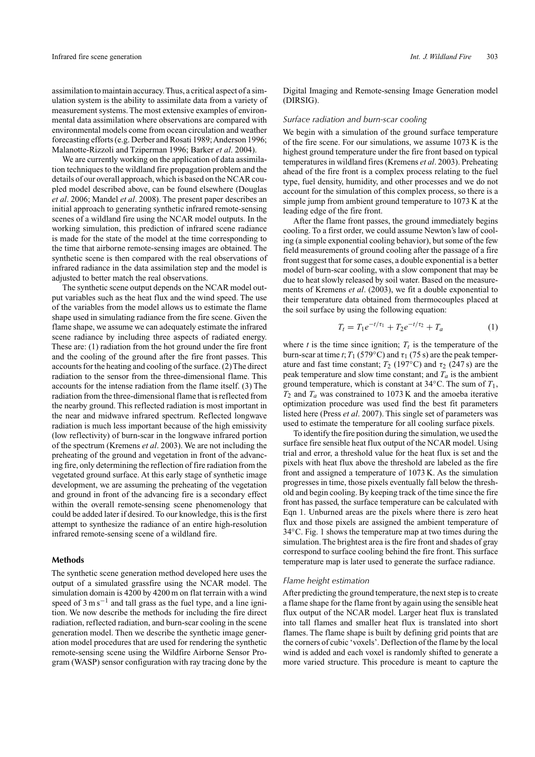assimilation to maintain accuracy. Thus, a critical aspect of a simulation system is the ability to assimilate data from a variety of measurement systems. The most extensive examples of environmental data assimilation where observations are compared with environmental models come from ocean circulation and weather forecasting efforts (e.g. Derber and Rosati 1989; Anderson 1996; Malanotte-Rizzoli and Tziperman 1996; Barker *et al*. 2004).

We are currently working on the application of data assimilation techniques to the wildland fire propagation problem and the details of our overall approach, which is based on the NCAR coupled model described above, can be found elsewhere (Douglas *et al*. 2006; Mandel *et al*. 2008). The present paper describes an initial approach to generating synthetic infrared remote-sensing scenes of a wildland fire using the NCAR model outputs. In the working simulation, this prediction of infrared scene radiance is made for the state of the model at the time corresponding to the time that airborne remote-sensing images are obtained. The synthetic scene is then compared with the real observations of infrared radiance in the data assimilation step and the model is adjusted to better match the real observations.

The synthetic scene output depends on the NCAR model output variables such as the heat flux and the wind speed. The use of the variables from the model allows us to estimate the flame shape used in simulating radiance from the fire scene. Given the flame shape, we assume we can adequately estimate the infrared scene radiance by including three aspects of radiated energy. These are: (1) radiation from the hot ground under the fire front and the cooling of the ground after the fire front passes. This accounts for the heating and cooling of the surface. (2) The direct radiation to the sensor from the three-dimensional flame. This accounts for the intense radiation from the flame itself. (3) The radiation from the three-dimensional flame that is reflected from the nearby ground. This reflected radiation is most important in the near and midwave infrared spectrum. Reflected longwave radiation is much less important because of the high emissivity (low reflectivity) of burn-scar in the longwave infrared portion of the spectrum (Kremens *et al*. 2003). We are not including the preheating of the ground and vegetation in front of the advancing fire, only determining the reflection of fire radiation from the vegetated ground surface. At this early stage of synthetic image development, we are assuming the preheating of the vegetation and ground in front of the advancing fire is a secondary effect within the overall remote-sensing scene phenomenology that could be added later if desired. To our knowledge, this is the first attempt to synthesize the radiance of an entire high-resolution infrared remote-sensing scene of a wildland fire.

## Methods

The synthetic scene generation method developed here uses the output of a simulated grassfire using the NCAR model. The simulation domain is 4200 by 4200 m on flat terrain with a wind speed of $3\,\mathrm{m\,s^{-1}}$ and tall grass as the fuel type, and a line ignition. We now describe the methods for including the fire direct radiation, reflected radiation, and burn-scar cooling in the scene generation model. Then we describe the synthetic image generation model procedures that are used for rendering the synthetic remote-sensing scene using the Wildfire Airborne Sensor Program (WASP) sensor configuration with ray tracing done by the Digital Imaging and Remote-sensing Image Generation model (DIRSIG).

### *Surface radiation and burn-scar cooling*

We begin with a simulation of the ground surface temperature of the fire scene. For our simulations, we assume 1073 K is the highest ground temperature under the fire front based on typical temperatures in wildland fires (Kremens *et al*. 2003). Preheating ahead of the fire front is a complex process relating to the fuel type, fuel density, humidity, and other processes and we do not account for the simulation of this complex process, so there is a simple jump from ambient ground temperature to 1073 K at the leading edge of the fire front.

After the flame front passes, the ground immediately begins cooling. To a first order, we could assume Newton's law of cooling (a simple exponential cooling behavior), but some of the few field measurements of ground cooling after the passage of a fire front suggest that for some cases, a double exponential is a better model of burn-scar cooling, with a slow component that may be due to heat slowly released by soil water. Based on the measurements of Kremens *et al*. (2003), we fit a double exponential to their temperature data obtained from thermocouples placed at the soil surface by using the following equation:

$$T_t = T_1 e^{-t/\tau_1} + T_2 e^{-t/\tau_2} + T_a \tag{1}$$

where $t$ is the time since ignition; $T_t$ is the temperature of the burn-scar at time $t$; $T_1$ (579°C) and $\tau_1$ (75 s) are the peak temperature and fast time constant; $T_2$ (197°C) and $\tau_2$ (247 s) are the peak temperature and slow time constant; and $T_a$ is the ambient ground temperature, which is constant at 34°C. The sum of $T_1$, $T_2$ and $T_a$ was constrained to 1073 K and the amoeba iterative optimization procedure was used find the best fit parameters listed here (Press *et al*. 2007). This single set of parameters was used to estimate the temperature for all cooling surface pixels.

To identify the fire position during the simulation, we used the surface fire sensible heat flux output of the NCAR model. Using trial and error, a threshold value for the heat flux is set and the pixels with heat flux above the threshold are labeled as the fire front and assigned a temperature of 1073 K. As the simulation progresses in time, those pixels eventually fall below the threshold and begin cooling. By keeping track of the time since the fire front has passed, the surface temperature can be calculated with Eqn 1. Unburned areas are the pixels where there is zero heat flux and those pixels are assigned the ambient temperature of 34°C. Fig. 1 shows the temperature map at two times during the simulation. The brightest area is the fire front and shades of gray correspond to surface cooling behind the fire front. This surface temperature map is later used to generate the surface radiance.

### *Flame height estimation*

After predicting the ground temperature, the next step is to create a flame shape for the flame front by again using the sensible heat flux output of the NCAR model. Larger heat flux is translated into tall flames and smaller heat flux is translated into short flames. The flame shape is built by defining grid points that are the corners of cubic 'voxels'. Deflection of the flame by the local wind is added and each voxel is randomly shifted to generate a more varied structure. This procedure is meant to capture the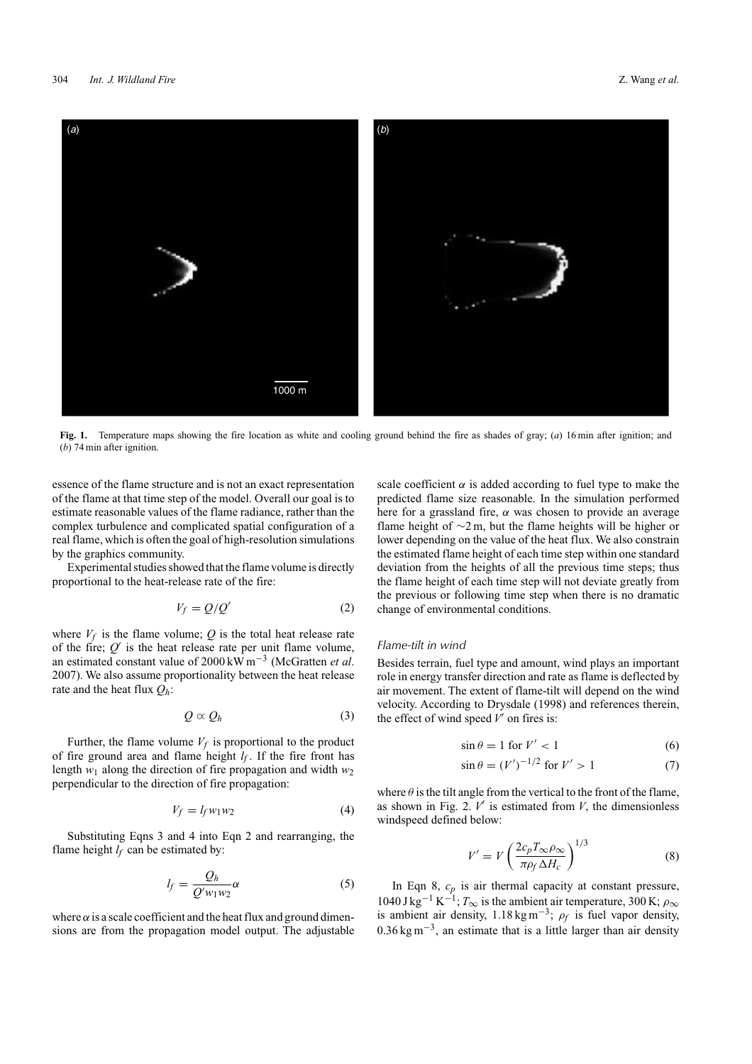Fig. 1. Temperature maps showing the fire location as white and cooling ground behind the fire as shades of gray; (*a*) 16 min after ignition; and (*b*) 74 min after ignition.

essence of the flame structure and is not an exact representation of the flame at that time step of the model. Overall our goal is to estimate reasonable values of the flame radiance, rather than the complex turbulence and complicated spatial configuration of a real flame, which is often the goal of high-resolution simulations by the graphics community.

Experimental studies showed that the flame volume is directly proportional to the heat-release rate of the fire:

$$V_f = Q/Q' \tag{2}$$

where $V_f$ is the flame volume; $Q$ is the total heat release rate of the fire; $Q'$ is the heat release rate per unit flame volume, an estimated constant value of 2000 kW m$^{-3}$ (McGratten *et al*. 2007). We also assume proportionality between the heat release rate and the heat flux $Q_h$:

$$Q \propto Q_h \tag{3}$$

Further, the flame volume $V_f$ is proportional to the product of fire ground area and flame height $l_f$. If the fire front has length $w_1$ along the direction of fire propagation and width $w_2$ perpendicular to the direction of fire propagation:

$$V_f = l_f w_1 w_2 \tag{4}$$

Substituting Eqns 3 and 4 into Eqn 2 and rearranging, the flame height $l_f$ can be estimated by:

$$l_f = \frac{Q_h}{Q' w_1 w_2} \alpha \tag{5}$$

where $\alpha$ is a scale coefficient and the heat flux and ground dimensions are from the propagation model output. The adjustable scale coefficient $\alpha$ is added according to fuel type to make the predicted flame size reasonable. In the simulation performed here for a grassland fire, $\alpha$ was chosen to provide an average flame height of ~2 m, but the flame heights will be higher or lower depending on the value of the heat flux. We also constrain the estimated flame height of each time step within one standard deviation from the heights of all the previous time steps; thus the flame height of each time step will not deviate greatly from the previous or following time step when there is no dramatic change of environmental conditions.

### *Flame-tilt in wind*

Besides terrain, fuel type and amount, wind plays an important role in energy transfer direction and rate as flame is deflected by air movement. The extent of flame-tilt will depend on the wind velocity. According to Drysdale (1998) and references therein, the effect of wind speed $V'$ on fires is:

$$\sin\theta = 1 \text{ for } V' < 1 \tag{6}$$

$$\sin\theta = (V')^{-1/2} \text{ for } V' > 1 \tag{7}$$

where $\theta$ is the tilt angle from the vertical to the front of the flame, as shown in Fig. 2. $V'$ is estimated from $V$, the dimensionless windspeed defined below:

$$V' = V\left(\frac{2c_p T_\infty \rho_\infty}{\pi \rho_f \Delta H_c}\right)^{1/3} \tag{8}$$

In Eqn 8, $c_p$ is air thermal capacity at constant pressure, 1040 J kg$^{-1}$ K$^{-1}$; $T_\infty$ is the ambient air temperature, 300 K; $\rho_\infty$ is ambient air density, 1.18 kg m$^{-3}$; $\rho_f$ is fuel vapor density, 0.36 kg m$^{-3}$, an estimate that is a little larger than air density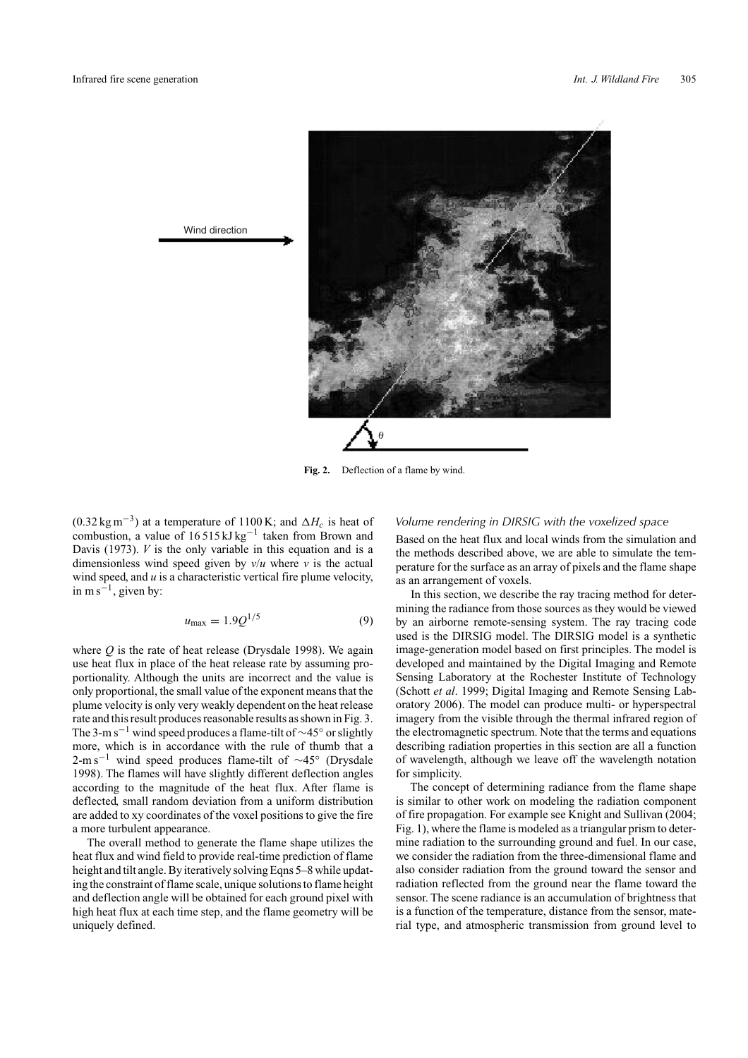Wind direction

$\theta$

**Fig. 2.** Deflection of a flame by wind.

($0.32\,\text{kg}\,\text{m}^{-3}$) at a temperature of 1100 K; and $\Delta H_c$ is heat of combustion, a value of $16\,515\,\text{kJ}\,\text{kg}^{-1}$ taken from Brown and Davis (1973). $V$ is the only variable in this equation and is a dimensionless wind speed given by $v/u$ where $v$ is the actual wind speed, and $u$ is a characteristic vertical fire plume velocity, in $\text{m}\,\text{s}^{-1}$, given by:

$$u_{\max} = 1.9Q^{1/5} \tag{9}$$

where $Q$ is the rate of heat release (Drysdale 1998). We again use heat flux in place of the heat release rate by assuming proportionality. Although the units are incorrect and the value is only proportional, the small value of the exponent means that the plume velocity is only very weakly dependent on the heat release rate and this result produces reasonable results as shown in Fig. 3. The $3\text{-m}\,\text{s}^{-1}$ wind speed produces a flame-tilt of $\sim 45°$ or slightly more, which is in accordance with the rule of thumb that a $2\text{-m}\,\text{s}^{-1}$ wind speed produces flame-tilt of $\sim 45°$ (Drysdale 1998). The flames will have slightly different deflection angles according to the magnitude of the heat flux. After flame is deflected, small random deviation from a uniform distribution are added to xy coordinates of the voxel positions to give the fire a more turbulent appearance.

The overall method to generate the flame shape utilizes the heat flux and wind field to provide real-time prediction of flame height and tilt angle. By iteratively solving Eqns 5–8 while updating the constraint of flame scale, unique solutions to flame height and deflection angle will be obtained for each ground pixel with high heat flux at each time step, and the flame geometry will be uniquely defined.

### *Volume rendering in DIRSIG with the voxelized space*

Based on the heat flux and local winds from the simulation and the methods described above, we are able to simulate the temperature for the surface as an array of pixels and the flame shape as an arrangement of voxels.

In this section, we describe the ray tracing method for determining the radiance from those sources as they would be viewed by an airborne remote-sensing system. The ray tracing code used is the DIRSIG model. The DIRSIG model is a synthetic image-generation model based on first principles. The model is developed and maintained by the Digital Imaging and Remote Sensing Laboratory at the Rochester Institute of Technology (Schott *et al*. 1999; Digital Imaging and Remote Sensing Laboratory 2006). The model can produce multi- or hyperspectral imagery from the visible through the thermal infrared region of the electromagnetic spectrum. Note that the terms and equations describing radiation properties in this section are all a function of wavelength, although we leave off the wavelength notation for simplicity.

The concept of determining radiance from the flame shape is similar to other work on modeling the radiation component of fire propagation. For example see Knight and Sullivan (2004; Fig. 1), where the flame is modeled as a triangular prism to determine radiation to the surrounding ground and fuel. In our case, we consider the radiation from the three-dimensional flame and also consider radiation from the ground toward the sensor and radiation reflected from the ground near the flame toward the sensor. The scene radiance is an accumulation of brightness that is a function of the temperature, distance from the sensor, material type, and atmospheric transmission from ground level to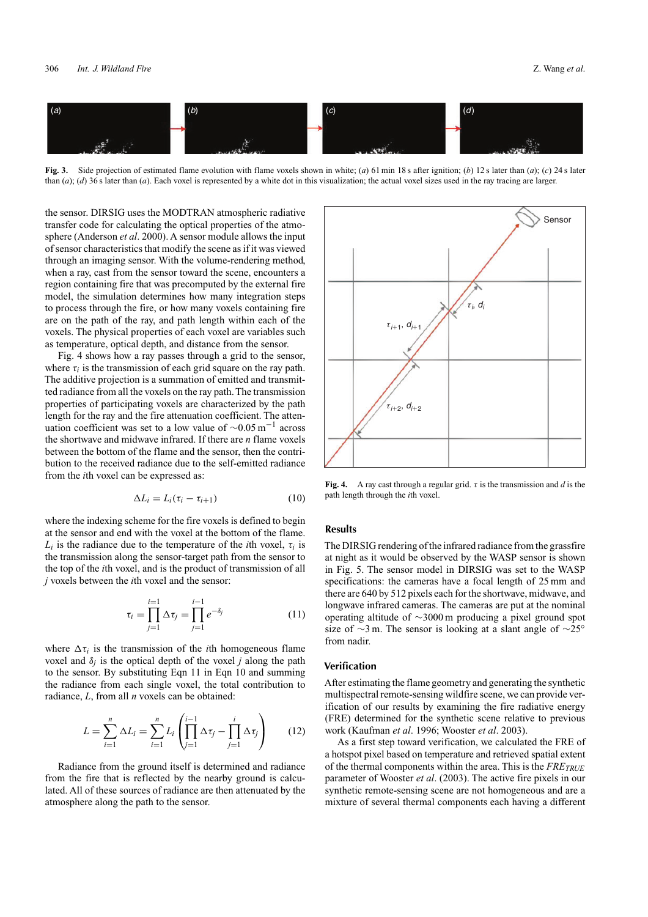Fig. 3. Side projection of estimated flame evolution with flame voxels shown in white; (*a*) 61 min 18 s after ignition; (*b*) 12 s later than (*a*); (*c*) 24 s later than (*a*); (*d*) 36 s later than (*a*). Each voxel is represented by a white dot in this visualization; the actual voxel sizes used in the ray tracing are larger.

the sensor. DIRSIG uses the MODTRAN atmospheric radiative transfer code for calculating the optical properties of the atmosphere (Anderson *et al*. 2000). A sensor module allows the input of sensor characteristics that modify the scene as if it was viewed through an imaging sensor. With the volume-rendering method, when a ray, cast from the sensor toward the scene, encounters a region containing fire that was precomputed by the external fire model, the simulation determines how many integration steps to process through the fire, or how many voxels containing fire are on the path of the ray, and path length within each of the voxels. The physical properties of each voxel are variables such as temperature, optical depth, and distance from the sensor.

Fig. 4 shows how a ray passes through a grid to the sensor, where $\tau_i$ is the transmission of each grid square on the ray path. The additive projection is a summation of emitted and transmitted radiance from all the voxels on the ray path. The transmission properties of participating voxels are characterized by the path length for the ray and the fire attenuation coefficient. The attenuation coefficient was set to a low value of $\sim 0.05\,\text{m}^{-1}$ across the shortwave and midwave infrared. If there are $n$ flame voxels between the bottom of the flame and the sensor, then the contribution to the received radiance due to the self-emitted radiance from the $i$th voxel can be expressed as:

$$\Delta L_i = L_i(\tau_i - \tau_{i+1}) \tag{10}$$

where the indexing scheme for the fire voxels is defined to begin at the sensor and end with the voxel at the bottom of the flame. $L_i$ is the radiance due to the temperature of the $i$th voxel, $\tau_i$ is the transmission along the sensor-target path from the sensor to the top of the $i$th voxel, and is the product of transmission of all $j$ voxels between the $i$th voxel and the sensor:

$$\tau_i = \prod_{j=1}^{i=1} \Delta\tau_j = \prod_{j=1}^{i-1} e^{-\delta_j} \tag{11}$$

where $\Delta\tau_i$ is the transmission of the $i$th homogeneous flame voxel and $\delta_j$ is the optical depth of the voxel $j$ along the path to the sensor. By substituting Eqn 11 in Eqn 10 and summing the radiance from each single voxel, the total contribution to radiance, $L$, from all $n$ voxels can be obtained:

$$L = \sum_{i=1}^{n} \Delta L_i = \sum_{i=1}^{n} L_i \left( \prod_{j=1}^{i-1} \Delta\tau_j - \prod_{j=1}^{i} \Delta\tau_j \right) \tag{12}$$

Radiance from the ground itself is determined and radiance from the fire that is reflected by the nearby ground is calculated. All of these sources of radiance are then attenuated by the atmosphere along the path to the sensor.

Fig. 4. A ray cast through a regular grid. $\tau$ is the transmission and $d$ is the path length through the $i$th voxel.

## Results

The DIRSIG rendering of the infrared radiance from the grassfire at night as it would be observed by the WASP sensor is shown in Fig. 5. The sensor model in DIRSIG was set to the WASP specifications: the cameras have a focal length of 25 mm and there are 640 by 512 pixels each for the shortwave, midwave, and longwave infrared cameras. The cameras are put at the nominal operating altitude of $\sim$3000 m producing a pixel ground spot size of $\sim$3 m. The sensor is looking at a slant angle of $\sim 25°$ from nadir.

## Verification

After estimating the flame geometry and generating the synthetic multispectral remote-sensing wildfire scene, we can provide verification of our results by examining the fire radiative energy (FRE) determined for the synthetic scene relative to previous work (Kaufman *et al*. 1996; Wooster *et al*. 2003).

As a first step toward verification, we calculated the FRE of a hotspot pixel based on temperature and retrieved spatial extent of the thermal components within the area. This is the $FRE_{TRUE}$ parameter of Wooster *et al*. (2003). The active fire pixels in our synthetic remote-sensing scene are not homogeneous and are a mixture of several thermal components each having a different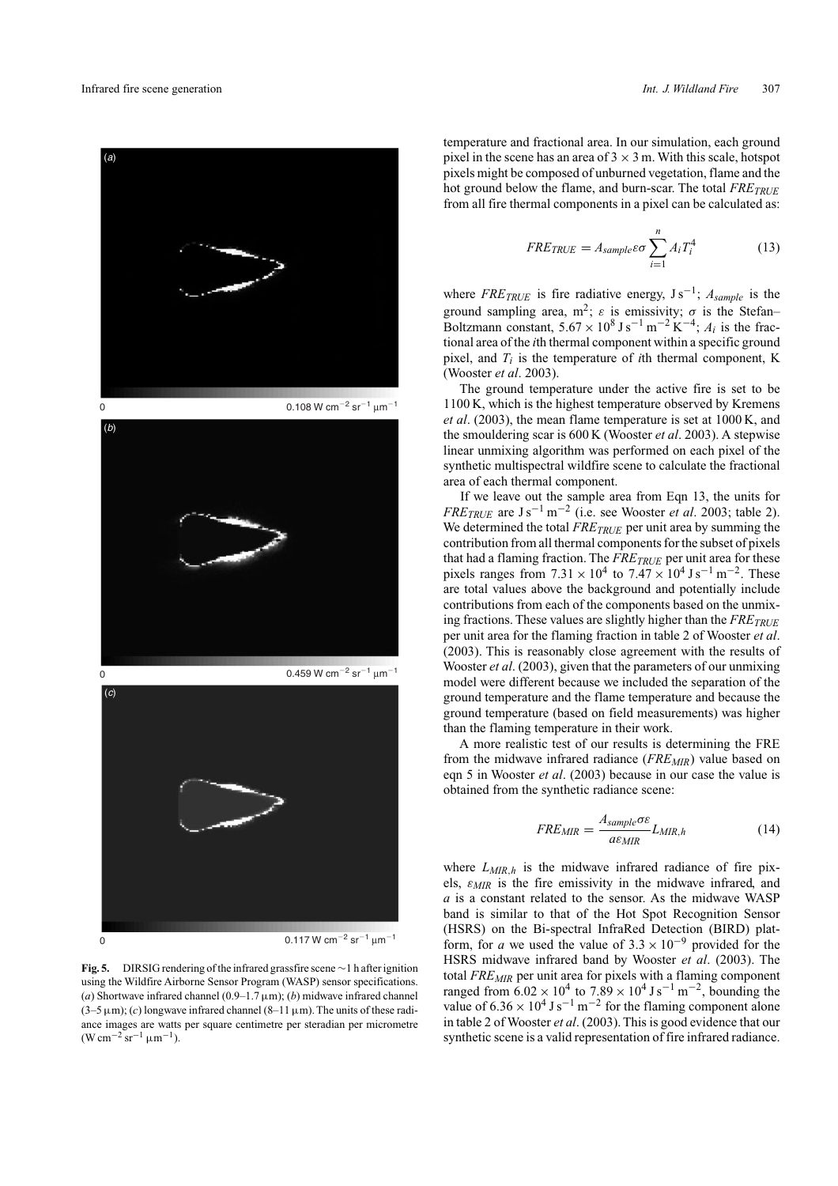temperature and fractional area. In our simulation, each ground pixel in the scene has an area of $3 \times 3$ m. With this scale, hotspot pixels might be composed of unburned vegetation, flame and the hot ground below the flame, and burn-scar. The total $FRE_{TRUE}$ from all fire thermal components in a pixel can be calculated as:

$$FRE_{TRUE} = A_{sample} \varepsilon \sigma \sum_{i=1}^{n} A_i T_i^4 \tag{13}$$

where $FRE_{TRUE}$ is fire radiative energy, J s$^{-1}$; $A_{sample}$ is the ground sampling area, m$^2$; $\varepsilon$ is emissivity; $\sigma$ is the Stefan–Boltzmann constant, $5.67 \times 10^8$ J s$^{-1}$ m$^{-2}$ K$^{-4}$; $A_i$ is the fractional area of the $i$th thermal component within a specific ground pixel, and $T_i$ is the temperature of $i$th thermal component, K (Wooster *et al*. 2003).

The ground temperature under the active fire is set to be 1100 K, which is the highest temperature observed by Kremens *et al*. (2003), the mean flame temperature is set at 1000 K, and the smouldering scar is 600 K (Wooster *et al*. 2003). A stepwise linear unmixing algorithm was performed on each pixel of the synthetic multispectral wildfire scene to calculate the fractional area of each thermal component.

If we leave out the sample area from Eqn 13, the units for $FRE_{TRUE}$ are J s$^{-1}$ m$^{-2}$ (i.e. see Wooster *et al*. 2003; table 2). We determined the total $FRE_{TRUE}$ per unit area by summing the contribution from all thermal components for the subset of pixels that had a flaming fraction. The $FRE_{TRUE}$ per unit area for these pixels ranges from $7.31 \times 10^4$ to $7.47 \times 10^4$ J s$^{-1}$ m$^{-2}$. These are total values above the background and potentially include contributions from each of the components based on the unmixing fractions. These values are slightly higher than the $FRE_{TRUE}$ per unit area for the flaming fraction in table 2 of Wooster *et al*. (2003). This is reasonably close agreement with the results of Wooster *et al*. (2003), given that the parameters of our unmixing model were different because we included the separation of the ground temperature and the flame temperature and because the ground temperature (based on field measurements) was higher than the flaming temperature in their work.

A more realistic test of our results is determining the FRE from the midwave infrared radiance ($FRE_{MIR}$) value based on eqn 5 in Wooster *et al*. (2003) because in our case the value is obtained from the synthetic radiance scene:

$$FRE_{MIR} = \frac{A_{sample} \sigma \varepsilon}{a \varepsilon_{MIR}} L_{MIR,h} \tag{14}$$

where $L_{MIR,h}$ is the midwave infrared radiance of fire pixels, $\varepsilon_{MIR}$ is the fire emissivity in the midwave infrared, and $a$ is a constant related to the sensor. As the midwave WASP band is similar to that of the Hot Spot Recognition Sensor (HSRS) on the Bi-spectral InfraRed Detection (BIRD) platform, for $a$ we used the value of $3.3 \times 10^{-9}$ provided for the HSRS midwave infrared band by Wooster *et al*. (2003). The total $FRE_{MIR}$ per unit area for pixels with a flaming component ranged from $6.02 \times 10^4$ to $7.89 \times 10^4$ J s$^{-1}$ m$^{-2}$, bounding the value of $6.36 \times 10^4$ J s$^{-1}$ m$^{-2}$ for the flaming component alone in table 2 of Wooster *et al*. (2003). This is good evidence that our synthetic scene is a valid representation of fire infrared radiance.

(*a*) 0 — 0.108 W cm$^{-2}$ sr$^{-1}$ µm$^{-1}$

(*b*) 0 — 0.459 W cm$^{-2}$ sr$^{-1}$ µm$^{-1}$

(*c*) 0 — 0.117 W cm$^{-2}$ sr$^{-1}$ µm$^{-1}$

**Fig. 5.** DIRSIG rendering of the infrared grassfire scene ~1 h after ignition using the Wildfire Airborne Sensor Program (WASP) sensor specifications. (*a*) Shortwave infrared channel (0.9–1.7 µm); (*b*) midwave infrared channel (3–5 µm); (*c*) longwave infrared channel (8–11 µm). The units of these radiance images are watts per square centimetre per steradian per micrometre (W cm$^{-2}$ sr$^{-1}$ µm$^{-1}$).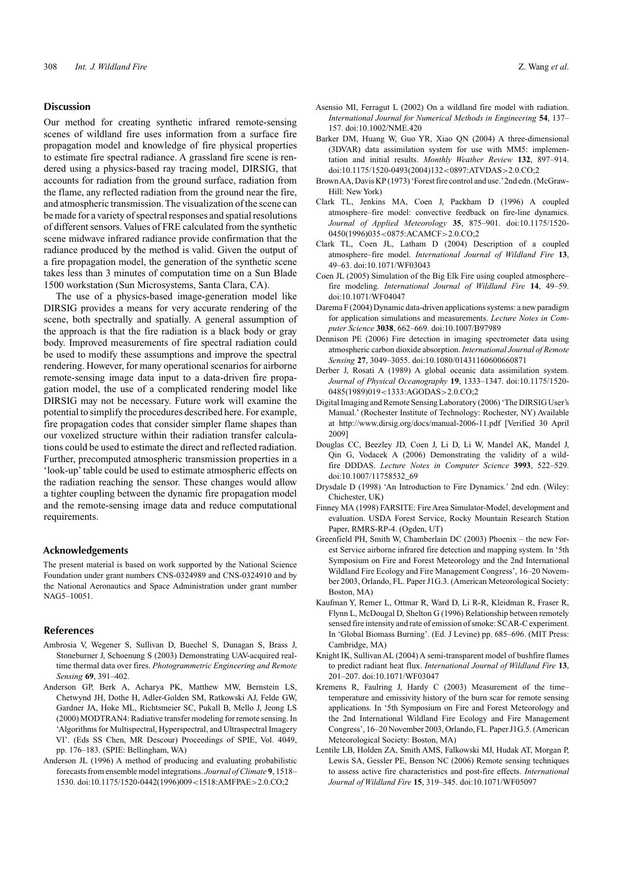## Discussion

Our method for creating synthetic infrared remote-sensing scenes of wildland fire uses information from a surface fire propagation model and knowledge of fire physical properties to estimate fire spectral radiance. A grassland fire scene is rendered using a physics-based ray tracing model, DIRSIG, that accounts for radiation from the ground surface, radiation from the flame, any reflected radiation from the ground near the fire, and atmospheric transmission. The visualization of the scene can be made for a variety of spectral responses and spatial resolutions of different sensors. Values of FRE calculated from the synthetic scene midwave infrared radiance provide confirmation that the radiance produced by the method is valid. Given the output of a fire propagation model, the generation of the synthetic scene takes less than 3 minutes of computation time on a Sun Blade 1500 workstation (Sun Microsystems, Santa Clara, CA).

The use of a physics-based image-generation model like DIRSIG provides a means for very accurate rendering of the scene, both spectrally and spatially. A general assumption of the approach is that the fire radiation is a black body or gray body. Improved measurements of fire spectral radiation could be used to modify these assumptions and improve the spectral rendering. However, for many operational scenarios for airborne remote-sensing image data input to a data-driven fire propagation model, the use of a complicated rendering model like DIRSIG may not be necessary. Future work will examine the potential to simplify the procedures described here. For example, fire propagation codes that consider simpler flame shapes than our voxelized structure within their radiation transfer calculations could be used to estimate the direct and reflected radiation. Further, precomputed atmospheric transmission properties in a 'look-up' table could be used to estimate atmospheric effects on the radiation reaching the sensor. These changes would allow a tighter coupling between the dynamic fire propagation model and the remote-sensing image data and reduce computational requirements.

## Acknowledgements

The present material is based on work supported by the National Science Foundation under grant numbers CNS-0324989 and CNS-0324910 and by the National Aeronautics and Space Administration under grant number NAG5–10051.

## References

Ambrosia V, Wegener S, Sullivan D, Buechel S, Dunagan S, Brass J, Stoneburner J, Schoenung S (2003) Demonstrating UAV-acquired real-time thermal data over fires. *Photogrammetric Engineering and Remote Sensing* **69**, 391–402.

Anderson GP, Berk A, Acharya PK, Matthew MW, Bernstein LS, Chetwynd JH, Dothe H, Adler-Golden SM, Ratkowski AJ, Felde GW, Gardner JA, Hoke ML, Richtsmeier SC, Pukall B, Mello J, Jeong LS (2000) MODTRAN4: Radiative transfer modeling for remote sensing. In 'Algorithms for Multispectral, Hyperspectral, and Ultraspectral Imagery VI'. (Eds SS Chen, MR Descour) Proceedings of SPIE, Vol. 4049, pp. 176–183. (SPIE: Bellingham, WA)

Anderson JL (1996) A method of producing and evaluating probabilistic forecasts from ensemble model integrations. *Journal of Climate* **9**, 1518–1530. doi:10.1175/1520-0442(1996)009<1518:AMFPAE>2.0.CO;2

Asensio MI, Ferragut L (2002) On a wildland fire model with radiation. *International Journal for Numerical Methods in Engineering* **54**, 137–157. doi:10.1002/NME.420

Barker DM, Huang W, Guo YR, Xiao QN (2004) A three-dimensional (3DVAR) data assimilation system for use with MM5: implementation and initial results. *Monthly Weather Review* **132**, 897–914. doi:10.1175/1520-0493(2004)132<0897:ATVDAS>2.0.CO;2

Brown AA, Davis KP (1973) 'Forest fire control and use.' 2nd edn. (McGraw-Hill: New York)

Clark TL, Jenkins MA, Coen J, Packham D (1996) A coupled atmosphere–fire model: convective feedback on fire-line dynamics. *Journal of Applied Meteorology* **35**, 875–901. doi:10.1175/1520-0450(1996)035<0875:ACAMCF>2.0.CO;2

Clark TL, Coen JL, Latham D (2004) Description of a coupled atmosphere–fire model. *International Journal of Wildland Fire* **13**, 49–63. doi:10.1071/WF03043

Coen JL (2005) Simulation of the Big Elk Fire using coupled atmosphere–fire modeling. *International Journal of Wildland Fire* **14**, 49–59. doi:10.1071/WF04047

Darema F (2004) Dynamic data-driven applications systems: a new paradigm for application simulations and measurements. *Lecture Notes in Computer Science* **3038**, 662–669. doi:10.1007/B97989

Dennison PE (2006) Fire detection in imaging spectrometer data using atmospheric carbon dioxide absorption. *International Journal of Remote Sensing* **27**, 3049–3055. doi:10.1080/01431160600660871

Derber J, Rosati A (1989) A global oceanic data assimilation system. *Journal of Physical Oceanography* **19**, 1333–1347. doi:10.1175/1520-0485(1989)019<1333:AGODAS>2.0.CO;2

Digital Imaging and Remote Sensing Laboratory (2006) 'The DIRSIG User's Manual.' (Rochester Institute of Technology: Rochester, NY) Available at http://www.dirsig.org/docs/manual-2006-11.pdf [Verified 30 April 2009]

Douglas CC, Beezley JD, Coen J, Li D, Li W, Mandel AK, Mandel J, Qin G, Vodacek A (2006) Demonstrating the validity of a wildfire DDDAS. *Lecture Notes in Computer Science* **3993**, 522–529. doi:10.1007/11758532_69

Drysdale D (1998) 'An Introduction to Fire Dynamics.' 2nd edn. (Wiley: Chichester, UK)

Finney MA (1998) FARSITE: Fire Area Simulator-Model, development and evaluation. USDA Forest Service, Rocky Mountain Research Station Paper, RMRS-RP-4. (Ogden, UT)

Greenfield PH, Smith W, Chamberlain DC (2003) Phoenix – the new Forest Service airborne infrared fire detection and mapping system. In '5th Symposium on Fire and Forest Meteorology and the 2nd International Wildland Fire Ecology and Fire Management Congress', 16–20 November 2003, Orlando, FL. Paper J1G.3. (American Meteorological Society: Boston, MA)

Kaufman Y, Remer L, Ottmar R, Ward D, Li R-R, Kleidman R, Fraser R, Flynn L, McDougal D, Shelton G (1996) Relationship between remotely sensed fire intensity and rate of emission of smoke: SCAR-C experiment. In 'Global Biomass Burning'. (Ed. J Levine) pp. 685–696. (MIT Press: Cambridge, MA)

Knight IK, Sullivan AL (2004) A semi-transparent model of bushfire flames to predict radiant heat flux. *International Journal of Wildland Fire* **13**, 201–207. doi:10.1071/WF03047

Kremens R, Faulring J, Hardy C (2003) Measurement of the time–temperature and emissivity history of the burn scar for remote sensing applications. In '5th Symposium on Fire and Forest Meteorology and the 2nd International Wildland Fire Ecology and Fire Management Congress', 16–20 November 2003, Orlando, FL. Paper J1G.5. (American Meteorological Society: Boston, MA)

Lentile LB, Holden ZA, Smith AMS, Falkowski MJ, Hudak AT, Morgan P, Lewis SA, Gessler PE, Benson NC (2006) Remote sensing techniques to assess active fire characteristics and post-fire effects. *International Journal of Wildland Fire* **15**, 319–345. doi:10.1071/WF05097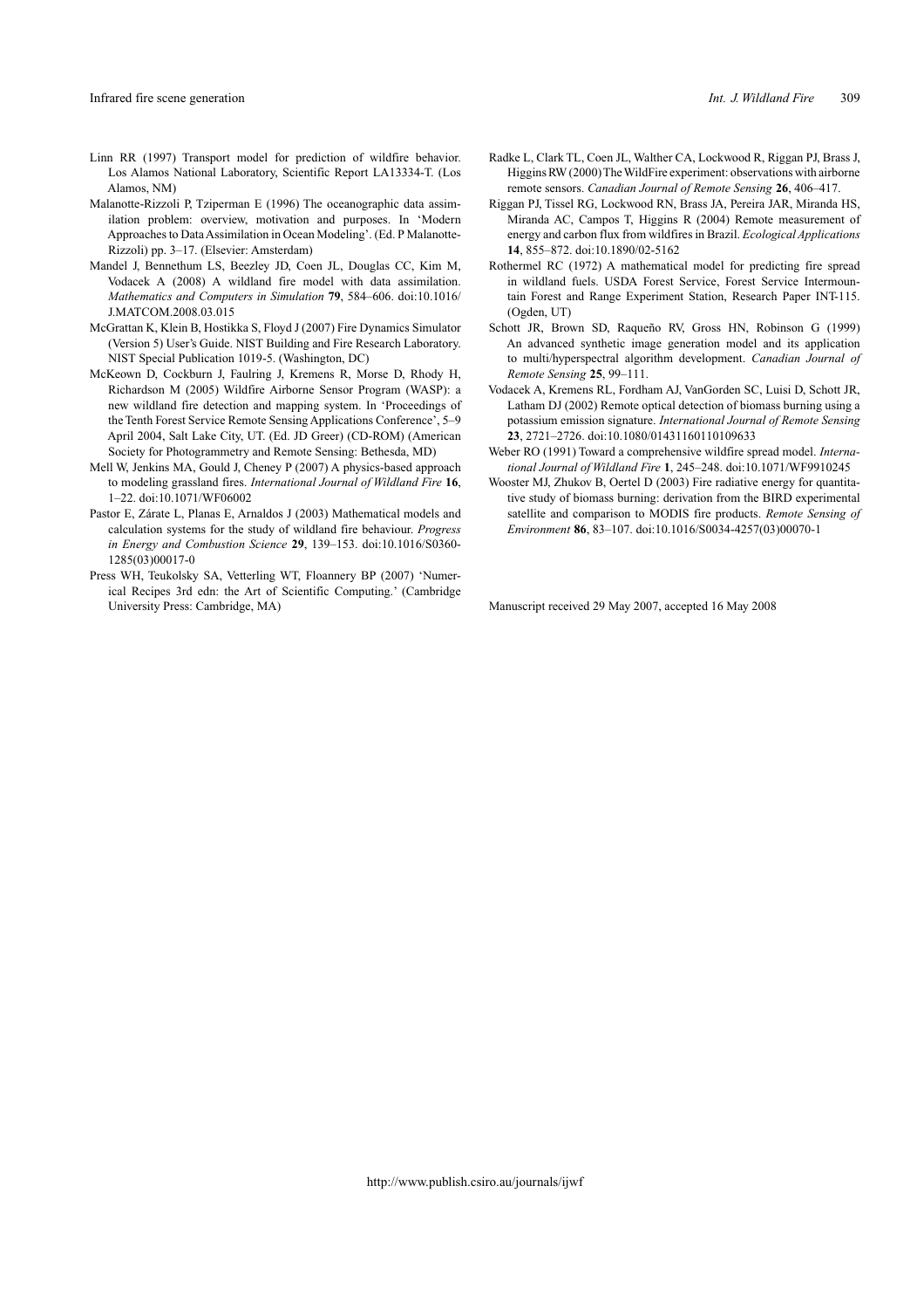Linn RR (1997) Transport model for prediction of wildfire behavior. Los Alamos National Laboratory, Scientific Report LA13334-T. (Los Alamos, NM)

Malanotte-Rizzoli P, Tziperman E (1996) The oceanographic data assimilation problem: overview, motivation and purposes. In 'Modern Approaches to Data Assimilation in Ocean Modeling'. (Ed. P Malanotte-Rizzoli) pp. 3–17. (Elsevier: Amsterdam)

Mandel J, Bennethum LS, Beezley JD, Coen JL, Douglas CC, Kim M, Vodacek A (2008) A wildland fire model with data assimilation. *Mathematics and Computers in Simulation* **79**, 584–606. doi:10.1016/J.MATCOM.2008.03.015

McGrattan K, Klein B, Hostikka S, Floyd J (2007) Fire Dynamics Simulator (Version 5) User's Guide. NIST Building and Fire Research Laboratory. NIST Special Publication 1019-5. (Washington, DC)

McKeown D, Cockburn J, Faulring J, Kremens R, Morse D, Rhody H, Richardson M (2005) Wildfire Airborne Sensor Program (WASP): a new wildland fire detection and mapping system. In 'Proceedings of the Tenth Forest Service Remote Sensing Applications Conference', 5–9 April 2004, Salt Lake City, UT. (Ed. JD Greer) (CD-ROM) (American Society for Photogrammetry and Remote Sensing: Bethesda, MD)

Mell W, Jenkins MA, Gould J, Cheney P (2007) A physics-based approach to modeling grassland fires. *International Journal of Wildland Fire* **16**, 1–22. doi:10.1071/WF06002

Pastor E, Zárate L, Planas E, Arnaldos J (2003) Mathematical models and calculation systems for the study of wildland fire behaviour. *Progress in Energy and Combustion Science* **29**, 139–153. doi:10.1016/S0360-1285(03)00017-0

Press WH, Teukolsky SA, Vetterling WT, Floannery BP (2007) 'Numerical Recipes 3rd edn: the Art of Scientific Computing.' (Cambridge University Press: Cambridge, MA)

Radke L, Clark TL, Coen JL, Walther CA, Lockwood R, Riggan PJ, Brass J, Higgins RW (2000) The WildFire experiment: observations with airborne remote sensors. *Canadian Journal of Remote Sensing* **26**, 406–417.

Riggan PJ, Tissel RG, Lockwood RN, Brass JA, Pereira JAR, Miranda HS, Miranda AC, Campos T, Higgins R (2004) Remote measurement of energy and carbon flux from wildfires in Brazil. *Ecological Applications* **14**, 855–872. doi:10.1890/02-5162

Rothermel RC (1972) A mathematical model for predicting fire spread in wildland fuels. USDA Forest Service, Forest Service Intermountain Forest and Range Experiment Station, Research Paper INT-115. (Ogden, UT)

Schott JR, Brown SD, Raqueño RV, Gross HN, Robinson G (1999) An advanced synthetic image generation model and its application to multi/hyperspectral algorithm development. *Canadian Journal of Remote Sensing* **25**, 99–111.

Vodacek A, Kremens RL, Fordham AJ, VanGorden SC, Luisi D, Schott JR, Latham DJ (2002) Remote optical detection of biomass burning using a potassium emission signature. *International Journal of Remote Sensing* **23**, 2721–2726. doi:10.1080/01431160110109633

Weber RO (1991) Toward a comprehensive wildfire spread model. *International Journal of Wildland Fire* **1**, 245–248. doi:10.1071/WF9910245

Wooster MJ, Zhukov B, Oertel D (2003) Fire radiative energy for quantitative study of biomass burning: derivation from the BIRD experimental satellite and comparison to MODIS fire products. *Remote Sensing of Environment* **86**, 83–107. doi:10.1016/S0034-4257(03)00070-1

Manuscript received 29 May 2007, accepted 16 May 2008